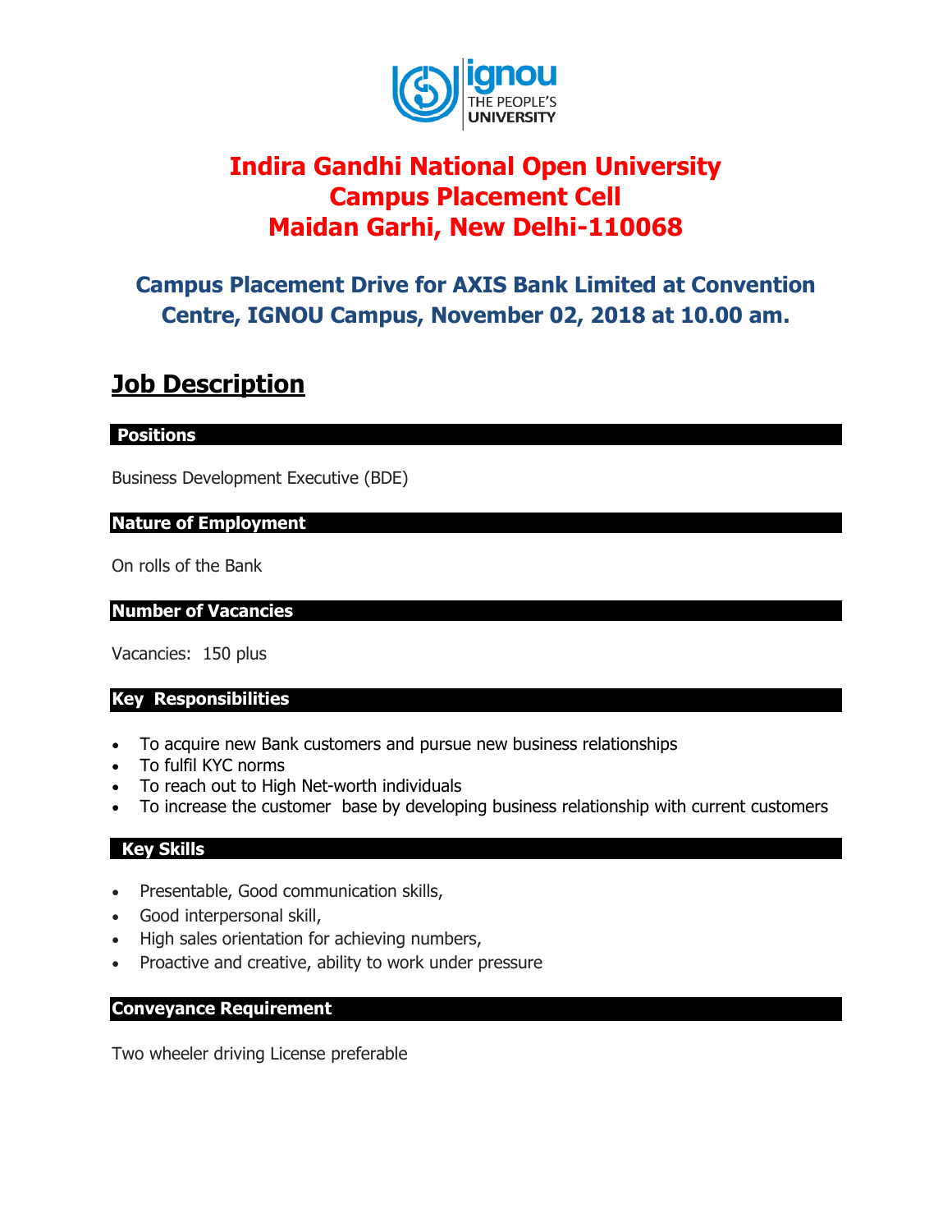# Indira Gandhi National Open University
# Campus Placement Cell
# Maidan Garhi, New Delhi-110068

## Campus Placement Drive for AXIS Bank Limited at Convention Centre, IGNOU Campus, November 02, 2018 at 10.00 am.

## Job Description

**Positions**

Business Development Executive (BDE)

**Nature of Employment**

On rolls of the Bank

**Number of Vacancies**

Vacancies: 150 plus

**Key Responsibilities**

- To acquire new Bank customers and pursue new business relationships
- To fulfil KYC norms
- To reach out to High Net-worth individuals
- To increase the customer base by developing business relationship with current customers

**Key Skills**

- Presentable, Good communication skills,
- Good interpersonal skill,
- High sales orientation for achieving numbers,
- Proactive and creative, ability to work under pressure

**Conveyance Requirement**

Two wheeler driving License preferable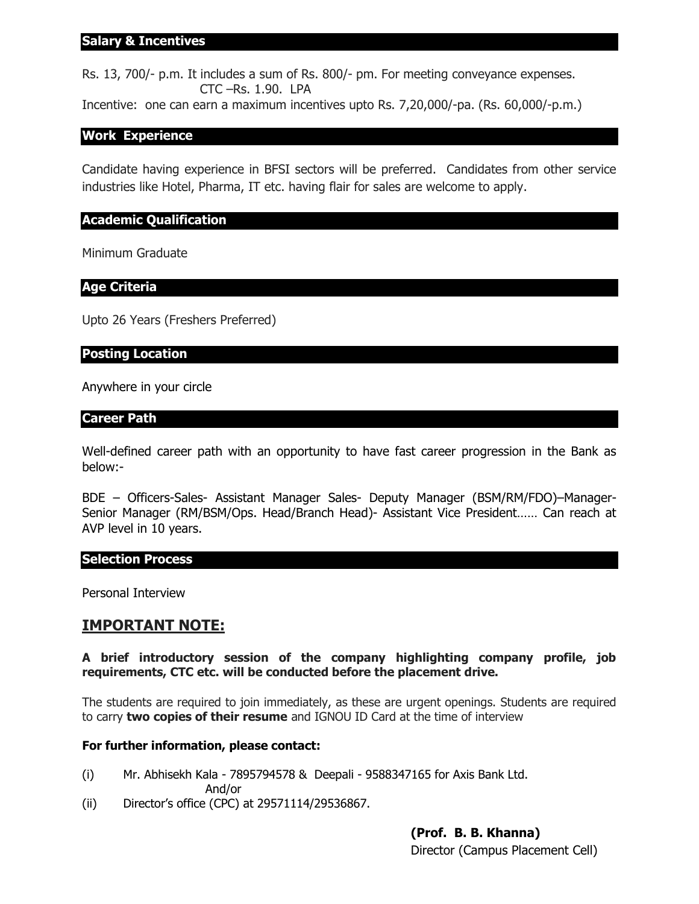## Salary & Incentives

Rs. 13, 700/- p.m. It includes a sum of Rs. 800/- pm. For meeting conveyance expenses.
CTC –Rs. 1.90. LPA
Incentive: one can earn a maximum incentives upto Rs. 7,20,000/-pa. (Rs. 60,000/-p.m.)

## Work Experience

Candidate having experience in BFSI sectors will be preferred. Candidates from other service industries like Hotel, Pharma, IT etc. having flair for sales are welcome to apply.

## Academic Qualification

Minimum Graduate

## Age Criteria

Upto 26 Years (Freshers Preferred)

## Posting Location

Anywhere in your circle

## Career Path

Well-defined career path with an opportunity to have fast career progression in the Bank as below:-

BDE – Officers-Sales- Assistant Manager Sales- Deputy Manager (BSM/RM/FDO)–Manager-Senior Manager (RM/BSM/Ops. Head/Branch Head)- Assistant Vice President…… Can reach at AVP level in 10 years.

## Selection Process

Personal Interview

## IMPORTANT NOTE:

**A brief introductory session of the company highlighting company profile, job requirements, CTC etc. will be conducted before the placement drive.**

The students are required to join immediately, as these are urgent openings. Students are required to carry **two copies of their resume** and IGNOU ID Card at the time of interview

**For further information, please contact:**

(i) Mr. Abhisekh Kala - 7895794578 & Deepali - 9588347165 for Axis Bank Ltd.
And/or
(ii) Director's office (CPC) at 29571114/29536867.

**(Prof. B. B. Khanna)**
Director (Campus Placement Cell)